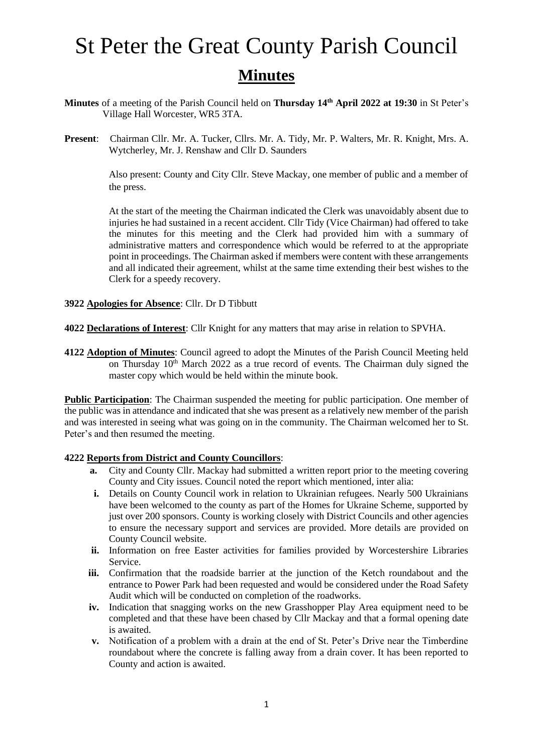# St Peter the Great County Parish Council

## Minutes

**Minutes** of a meeting of the Parish Council held on **Thursday 14th April 2022 at 19:30** in St Peter's Village Hall Worcester, WR5 3TA.

**Present**: Chairman Cllr. Mr. A. Tucker, Cllrs. Mr. A. Tidy, Mr. P. Walters, Mr. R. Knight, Mrs. A. Wytcherley, Mr. J. Renshaw and Cllr D. Saunders

Also present: County and City Cllr. Steve Mackay, one member of public and a member of the press.

At the start of the meeting the Chairman indicated the Clerk was unavoidably absent due to injuries he had sustained in a recent accident. Cllr Tidy (Vice Chairman) had offered to take the minutes for this meeting and the Clerk had provided him with a summary of administrative matters and correspondence which would be referred to at the appropriate point in proceedings. The Chairman asked if members were content with these arrangements and all indicated their agreement, whilst at the same time extending their best wishes to the Clerk for a speedy recovery.

**3922 Apologies for Absence**: Cllr. Dr D Tibbutt

**4022 Declarations of Interest**: Cllr Knight for any matters that may arise in relation to SPVHA.

**4122 Adoption of Minutes**: Council agreed to adopt the Minutes of the Parish Council Meeting held on Thursday 10th March 2022 as a true record of events. The Chairman duly signed the master copy which would be held within the minute book.

**Public Participation**: The Chairman suspended the meeting for public participation. One member of the public was in attendance and indicated that she was present as a relatively new member of the parish and was interested in seeing what was going on in the community. The Chairman welcomed her to St. Peter's and then resumed the meeting.

**4222 Reports from District and County Councillors**:

**a.** City and County Cllr. Mackay had submitted a written report prior to the meeting covering County and City issues. Council noted the report which mentioned, inter alia:

**i.** Details on County Council work in relation to Ukrainian refugees. Nearly 500 Ukrainians have been welcomed to the county as part of the Homes for Ukraine Scheme, supported by just over 200 sponsors. County is working closely with District Councils and other agencies to ensure the necessary support and services are provided. More details are provided on County Council website.

**ii.** Information on free Easter activities for families provided by Worcestershire Libraries Service.

**iii.** Confirmation that the roadside barrier at the junction of the Ketch roundabout and the entrance to Power Park had been requested and would be considered under the Road Safety Audit which will be conducted on completion of the roadworks.

**iv.** Indication that snagging works on the new Grasshopper Play Area equipment need to be completed and that these have been chased by Cllr Mackay and that a formal opening date is awaited.

**v.** Notification of a problem with a drain at the end of St. Peter's Drive near the Timberdine roundabout where the concrete is falling away from a drain cover. It has been reported to County and action is awaited.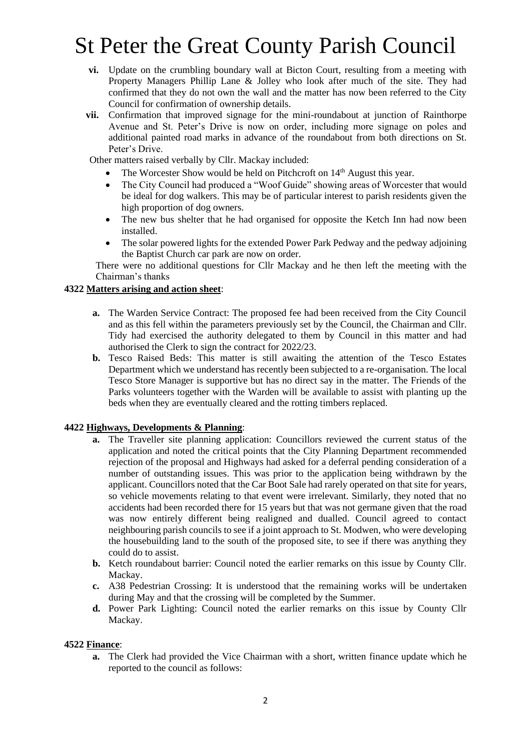- **vi.** Update on the crumbling boundary wall at Bicton Court, resulting from a meeting with Property Managers Phillip Lane & Jolley who look after much of the site. They had confirmed that they do not own the wall and the matter has now been referred to the City Council for confirmation of ownership details.
- **vii.** Confirmation that improved signage for the mini-roundabout at junction of Rainthorpe Avenue and St. Peter's Drive is now on order, including more signage on poles and additional painted road marks in advance of the roundabout from both directions on St. Peter's Drive.

Other matters raised verbally by Cllr. Mackay included:

- The Worcester Show would be held on Pitchcroft on 14th August this year.
- The City Council had produced a "Woof Guide" showing areas of Worcester that would be ideal for dog walkers. This may be of particular interest to parish residents given the high proportion of dog owners.
- The new bus shelter that he had organised for opposite the Ketch Inn had now been installed.
- The solar powered lights for the extended Power Park Pedway and the pedway adjoining the Baptist Church car park are now on order.

There were no additional questions for Cllr Mackay and he then left the meeting with the Chairman's thanks

**4322 Matters arising and action sheet**:

- **a.** The Warden Service Contract: The proposed fee had been received from the City Council and as this fell within the parameters previously set by the Council, the Chairman and Cllr. Tidy had exercised the authority delegated to them by Council in this matter and had authorised the Clerk to sign the contract for 2022/23.
- **b.** Tesco Raised Beds: This matter is still awaiting the attention of the Tesco Estates Department which we understand has recently been subjected to a re-organisation. The local Tesco Store Manager is supportive but has no direct say in the matter. The Friends of the Parks volunteers together with the Warden will be available to assist with planting up the beds when they are eventually cleared and the rotting timbers replaced.

**4422 Highways, Developments & Planning**:

- **a.** The Traveller site planning application: Councillors reviewed the current status of the application and noted the critical points that the City Planning Department recommended rejection of the proposal and Highways had asked for a deferral pending consideration of a number of outstanding issues. This was prior to the application being withdrawn by the applicant. Councillors noted that the Car Boot Sale had rarely operated on that site for years, so vehicle movements relating to that event were irrelevant. Similarly, they noted that no accidents had been recorded there for 15 years but that was not germane given that the road was now entirely different being realigned and dualled. Council agreed to contact neighbouring parish councils to see if a joint approach to St. Modwen, who were developing the housebuilding land to the south of the proposed site, to see if there was anything they could do to assist.
- **b.** Ketch roundabout barrier: Council noted the earlier remarks on this issue by County Cllr. Mackay.
- **c.** A38 Pedestrian Crossing: It is understood that the remaining works will be undertaken during May and that the crossing will be completed by the Summer.
- **d.** Power Park Lighting: Council noted the earlier remarks on this issue by County Cllr Mackay.

**4522 Finance**:

- **a.** The Clerk had provided the Vice Chairman with a short, written finance update which he reported to the council as follows: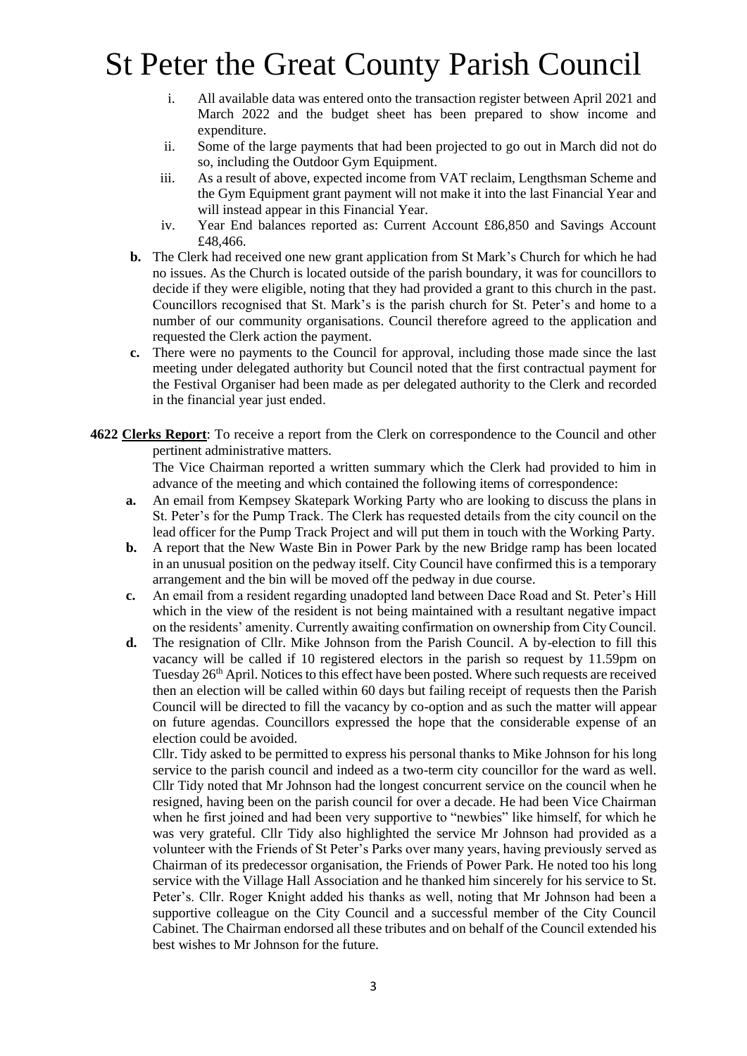i. All available data was entered onto the transaction register between April 2021 and March 2022 and the budget sheet has been prepared to show income and expenditure.

ii. Some of the large payments that had been projected to go out in March did not do so, including the Outdoor Gym Equipment.

iii. As a result of above, expected income from VAT reclaim, Lengthsman Scheme and the Gym Equipment grant payment will not make it into the last Financial Year and will instead appear in this Financial Year.

iv. Year End balances reported as: Current Account £86,850 and Savings Account £48,466.

**b.** The Clerk had received one new grant application from St Mark's Church for which he had no issues. As the Church is located outside of the parish boundary, it was for councillors to decide if they were eligible, noting that they had provided a grant to this church in the past. Councillors recognised that St. Mark's is the parish church for St. Peter's and home to a number of our community organisations. Council therefore agreed to the application and requested the Clerk action the payment.

**c.** There were no payments to the Council for approval, including those made since the last meeting under delegated authority but Council noted that the first contractual payment for the Festival Organiser had been made as per delegated authority to the Clerk and recorded in the financial year just ended.

**4622 Clerks Report**: To receive a report from the Clerk on correspondence to the Council and other pertinent administrative matters.

The Vice Chairman reported a written summary which the Clerk had provided to him in advance of the meeting and which contained the following items of correspondence:

**a.** An email from Kempsey Skatepark Working Party who are looking to discuss the plans in St. Peter's for the Pump Track. The Clerk has requested details from the city council on the lead officer for the Pump Track Project and will put them in touch with the Working Party.

**b.** A report that the New Waste Bin in Power Park by the new Bridge ramp has been located in an unusual position on the pedway itself. City Council have confirmed this is a temporary arrangement and the bin will be moved off the pedway in due course.

**c.** An email from a resident regarding unadopted land between Dace Road and St. Peter's Hill which in the view of the resident is not being maintained with a resultant negative impact on the residents' amenity. Currently awaiting confirmation on ownership from City Council.

**d.** The resignation of Cllr. Mike Johnson from the Parish Council. A by-election to fill this vacancy will be called if 10 registered electors in the parish so request by 11.59pm on Tuesday 26th April. Notices to this effect have been posted. Where such requests are received then an election will be called within 60 days but failing receipt of requests then the Parish Council will be directed to fill the vacancy by co-option and as such the matter will appear on future agendas. Councillors expressed the hope that the considerable expense of an election could be avoided.

Cllr. Tidy asked to be permitted to express his personal thanks to Mike Johnson for his long service to the parish council and indeed as a two-term city councillor for the ward as well. Cllr Tidy noted that Mr Johnson had the longest concurrent service on the council when he resigned, having been on the parish council for over a decade. He had been Vice Chairman when he first joined and had been very supportive to "newbies" like himself, for which he was very grateful. Cllr Tidy also highlighted the service Mr Johnson had provided as a volunteer with the Friends of St Peter's Parks over many years, having previously served as Chairman of its predecessor organisation, the Friends of Power Park. He noted too his long service with the Village Hall Association and he thanked him sincerely for his service to St. Peter's. Cllr. Roger Knight added his thanks as well, noting that Mr Johnson had been a supportive colleague on the City Council and a successful member of the City Council Cabinet. The Chairman endorsed all these tributes and on behalf of the Council extended his best wishes to Mr Johnson for the future.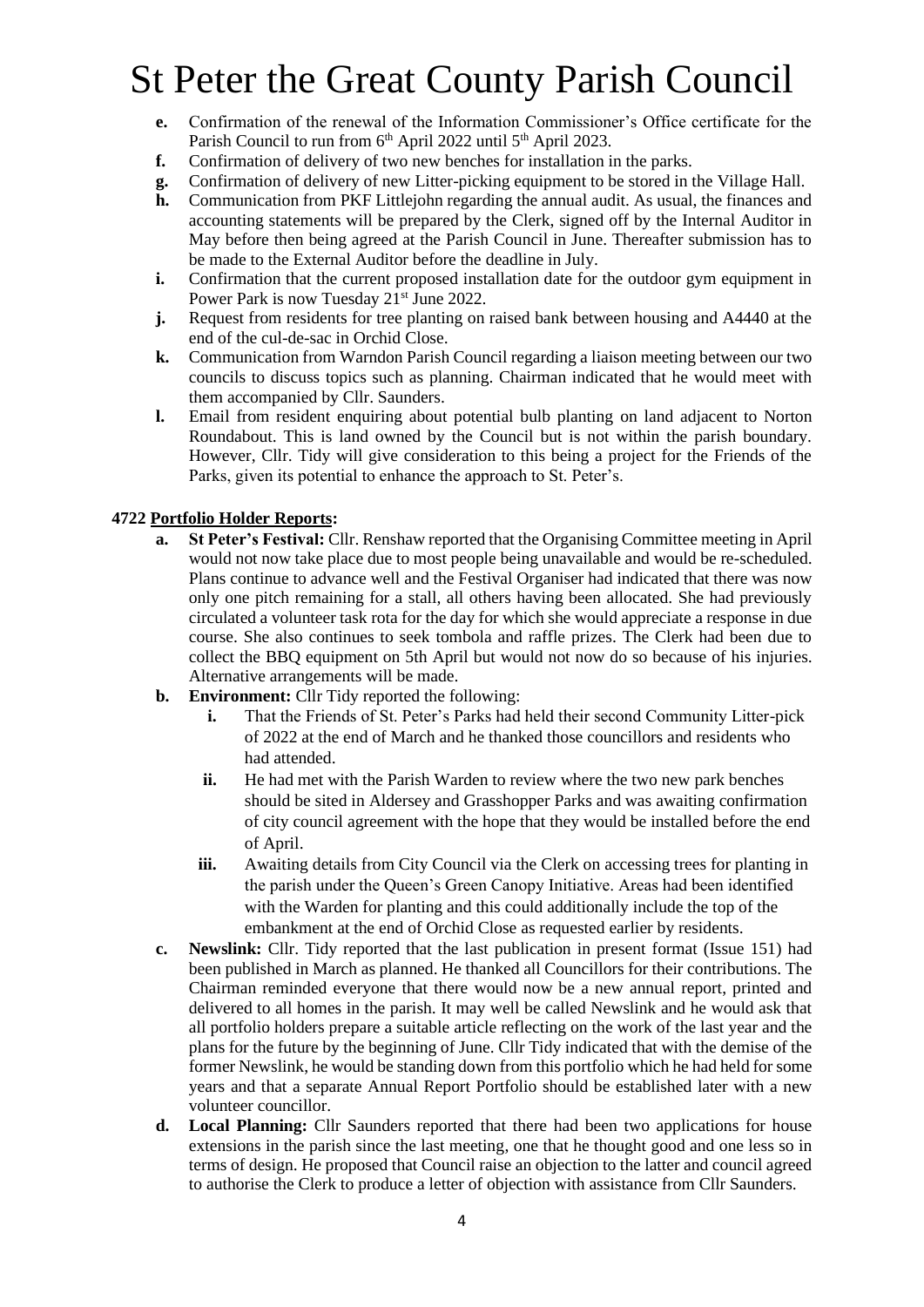# St Peter the Great County Parish Council

- **e.** Confirmation of the renewal of the Information Commissioner's Office certificate for the Parish Council to run from 6th April 2022 until 5th April 2023.
- **f.** Confirmation of delivery of two new benches for installation in the parks.
- **g.** Confirmation of delivery of new Litter-picking equipment to be stored in the Village Hall.
- **h.** Communication from PKF Littlejohn regarding the annual audit. As usual, the finances and accounting statements will be prepared by the Clerk, signed off by the Internal Auditor in May before then being agreed at the Parish Council in June. Thereafter submission has to be made to the External Auditor before the deadline in July.
- **i.** Confirmation that the current proposed installation date for the outdoor gym equipment in Power Park is now Tuesday 21st June 2022.
- **j.** Request from residents for tree planting on raised bank between housing and A4440 at the end of the cul-de-sac in Orchid Close.
- **k.** Communication from Warndon Parish Council regarding a liaison meeting between our two councils to discuss topics such as planning. Chairman indicated that he would meet with them accompanied by Cllr. Saunders.
- **l.** Email from resident enquiring about potential bulb planting on land adjacent to Norton Roundabout. This is land owned by the Council but is not within the parish boundary. However, Cllr. Tidy will give consideration to this being a project for the Friends of the Parks, given its potential to enhance the approach to St. Peter's.

**4722 Portfolio Holder Reports:**

- **a. St Peter's Festival:** Cllr. Renshaw reported that the Organising Committee meeting in April would not now take place due to most people being unavailable and would be re-scheduled. Plans continue to advance well and the Festival Organiser had indicated that there was now only one pitch remaining for a stall, all others having been allocated. She had previously circulated a volunteer task rota for the day for which she would appreciate a response in due course. She also continues to seek tombola and raffle prizes. The Clerk had been due to collect the BBQ equipment on 5th April but would not now do so because of his injuries. Alternative arrangements will be made.
- **b. Environment:** Cllr Tidy reported the following:
  - **i.** That the Friends of St. Peter's Parks had held their second Community Litter-pick of 2022 at the end of March and he thanked those councillors and residents who had attended.
  - **ii.** He had met with the Parish Warden to review where the two new park benches should be sited in Aldersey and Grasshopper Parks and was awaiting confirmation of city council agreement with the hope that they would be installed before the end of April.
  - **iii.** Awaiting details from City Council via the Clerk on accessing trees for planting in the parish under the Queen's Green Canopy Initiative. Areas had been identified with the Warden for planting and this could additionally include the top of the embankment at the end of Orchid Close as requested earlier by residents.
- **c. Newslink:** Cllr. Tidy reported that the last publication in present format (Issue 151) had been published in March as planned. He thanked all Councillors for their contributions. The Chairman reminded everyone that there would now be a new annual report, printed and delivered to all homes in the parish. It may well be called Newslink and he would ask that all portfolio holders prepare a suitable article reflecting on the work of the last year and the plans for the future by the beginning of June. Cllr Tidy indicated that with the demise of the former Newslink, he would be standing down from this portfolio which he had held for some years and that a separate Annual Report Portfolio should be established later with a new volunteer councillor.
- **d. Local Planning:** Cllr Saunders reported that there had been two applications for house extensions in the parish since the last meeting, one that he thought good and one less so in terms of design. He proposed that Council raise an objection to the latter and council agreed to authorise the Clerk to produce a letter of objection with assistance from Cllr Saunders.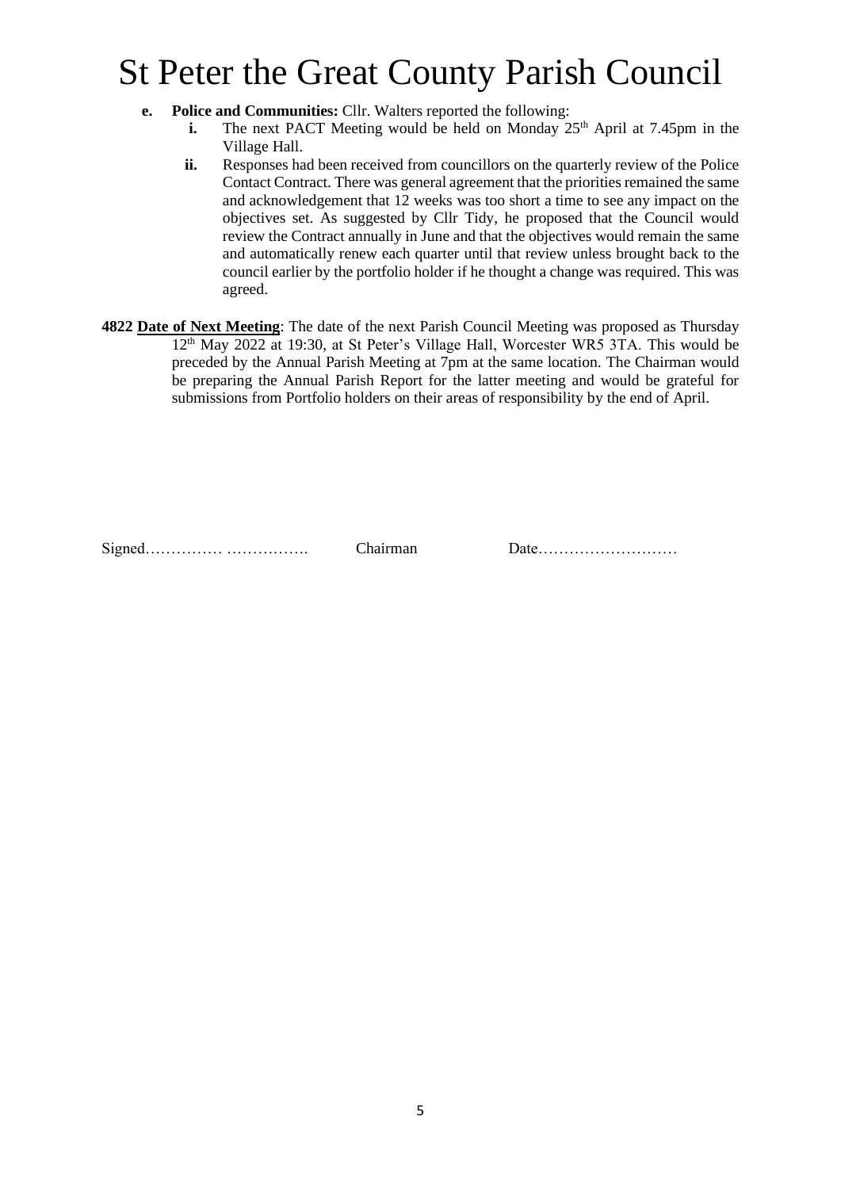# St Peter the Great County Parish Council

- **e. Police and Communities:** Cllr. Walters reported the following:
  - **i.** The next PACT Meeting would be held on Monday 25th April at 7.45pm in the Village Hall.
  - **ii.** Responses had been received from councillors on the quarterly review of the Police Contact Contract. There was general agreement that the priorities remained the same and acknowledgement that 12 weeks was too short a time to see any impact on the objectives set. As suggested by Cllr Tidy, he proposed that the Council would review the Contract annually in June and that the objectives would remain the same and automatically renew each quarter until that review unless brought back to the council earlier by the portfolio holder if he thought a change was required. This was agreed.

**4822 Date of Next Meeting**: The date of the next Parish Council Meeting was proposed as Thursday 12th May 2022 at 19:30, at St Peter's Village Hall, Worcester WR5 3TA. This would be preceded by the Annual Parish Meeting at 7pm at the same location. The Chairman would be preparing the Annual Parish Report for the latter meeting and would be grateful for submissions from Portfolio holders on their areas of responsibility by the end of April.

Signed…………… ……………. Chairman Date………………………